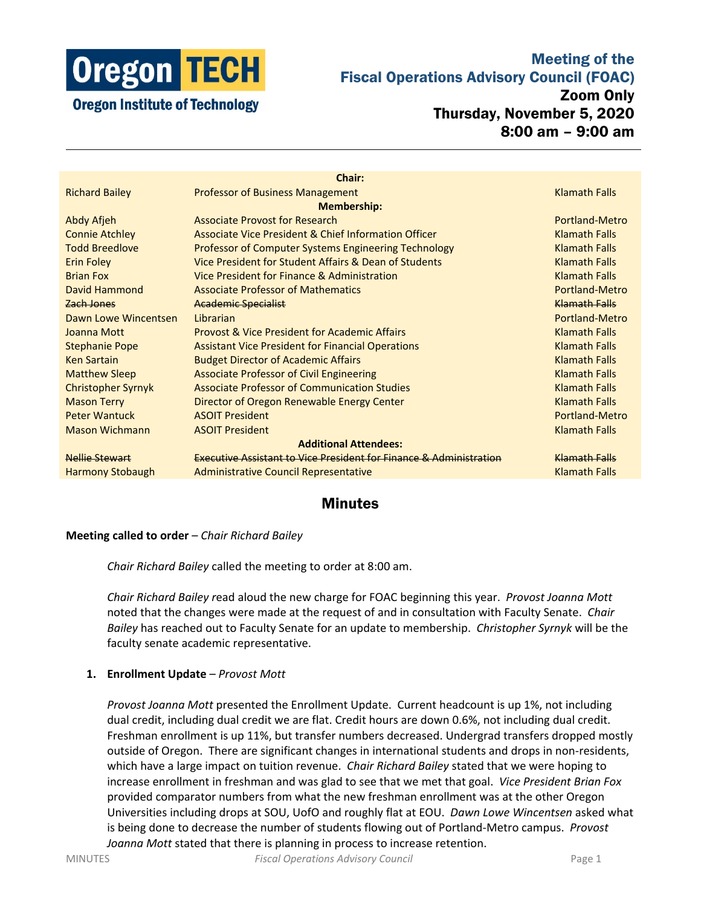# Meeting of the Fiscal Operations Advisory Council (FOAC)

**Zoom Only**
**Thursday, November 5, 2020**
**8:00 am – 9:00 am**

| | **Chair:** | |
|---|---|---|
| Richard Bailey | Professor of Business Management | Klamath Falls |
| | **Membership:** | |
| Abdy Afjeh | Associate Provost for Research | Portland-Metro |
| Connie Atchley | Associate Vice President & Chief Information Officer | Klamath Falls |
| Todd Breedlove | Professor of Computer Systems Engineering Technology | Klamath Falls |
| Erin Foley | Vice President for Student Affairs & Dean of Students | Klamath Falls |
| Brian Fox | Vice President for Finance & Administration | Klamath Falls |
| David Hammond | Associate Professor of Mathematics | Portland-Metro |
| ~~Zach Jones~~ | ~~Academic Specialist~~ | ~~Klamath Falls~~ |
| Dawn Lowe Wincentsen | Librarian | Portland-Metro |
| Joanna Mott | Provost & Vice President for Academic Affairs | Klamath Falls |
| Stephanie Pope | Assistant Vice President for Financial Operations | Klamath Falls |
| Ken Sartain | Budget Director of Academic Affairs | Klamath Falls |
| Matthew Sleep | Associate Professor of Civil Engineering | Klamath Falls |
| Christopher Syrnyk | Associate Professor of Communication Studies | Klamath Falls |
| Mason Terry | Director of Oregon Renewable Energy Center | Klamath Falls |
| Peter Wantuck | ASOIT President | Portland-Metro |
| Mason Wichmann | ASOIT President | Klamath Falls |
| | **Additional Attendees:** | |
| ~~Nellie Stewart~~ | ~~Executive Assistant to Vice President for Finance & Administration~~ | ~~Klamath Falls~~ |
| Harmony Stobaugh | Administrative Council Representative | Klamath Falls |

## Minutes

**Meeting called to order** – *Chair Richard Bailey*

*Chair Richard Bailey* called the meeting to order at 8:00 am.

*Chair Richard Bailey r*ead aloud the new charge for FOAC beginning this year. *Provost Joanna Mott* noted that the changes were made at the request of and in consultation with Faculty Senate. *Chair Bailey* has reached out to Faculty Senate for an update to membership. *Christopher Syrnyk* will be the faculty senate academic representative.

1. **Enrollment Update** – *Provost Mott*

   *Provost Joanna Mott* presented the Enrollment Update. Current headcount is up 1%, not including dual credit, including dual credit we are flat. Credit hours are down 0.6%, not including dual credit. Freshman enrollment is up 11%, but transfer numbers decreased. Undergrad transfers dropped mostly outside of Oregon. There are significant changes in international students and drops in non-residents, which have a large impact on tuition revenue. *Chair Richard Bailey* stated that we were hoping to increase enrollment in freshman and was glad to see that we met that goal. *Vice President Brian Fox* provided comparator numbers from what the new freshman enrollment was at the other Oregon Universities including drops at SOU, UofO and roughly flat at EOU. *Dawn Lowe Wincentsen* asked what is being done to decrease the number of students flowing out of Portland-Metro campus. *Provost Joanna Mott* stated that there is planning in process to increase retention.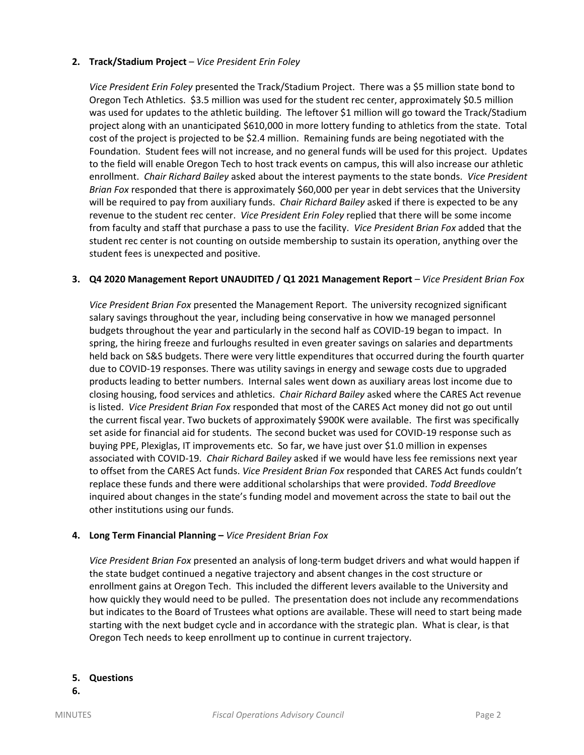2. **Track/Stadium Project** – *Vice President Erin Foley*

   *Vice President Erin Foley* presented the Track/Stadium Project. There was a $5 million state bond to Oregon Tech Athletics. $3.5 million was used for the student rec center, approximately $0.5 million was used for updates to the athletic building. The leftover $1 million will go toward the Track/Stadium project along with an unanticipated $610,000 in more lottery funding to athletics from the state. Total cost of the project is projected to be $2.4 million. Remaining funds are being negotiated with the Foundation. Student fees will not increase, and no general funds will be used for this project. Updates to the field will enable Oregon Tech to host track events on campus, this will also increase our athletic enrollment. *Chair Richard Bailey* asked about the interest payments to the state bonds. *Vice President Brian Fox* responded that there is approximately $60,000 per year in debt services that the University will be required to pay from auxiliary funds. *Chair Richard Bailey* asked if there is expected to be any revenue to the student rec center. *Vice President Erin Foley* replied that there will be some income from faculty and staff that purchase a pass to use the facility. *Vice President Brian Fox* added that the student rec center is not counting on outside membership to sustain its operation, anything over the student fees is unexpected and positive.

3. **Q4 2020 Management Report UNAUDITED / Q1 2021 Management Report** – *Vice President Brian Fox*

   *Vice President Brian Fox* presented the Management Report. The university recognized significant salary savings throughout the year, including being conservative in how we managed personnel budgets throughout the year and particularly in the second half as COVID-19 began to impact. In spring, the hiring freeze and furloughs resulted in even greater savings on salaries and departments held back on S&S budgets. There were very little expenditures that occurred during the fourth quarter due to COVID-19 responses. There was utility savings in energy and sewage costs due to upgraded products leading to better numbers. Internal sales went down as auxiliary areas lost income due to closing housing, food services and athletics. *Chair Richard Bailey* asked where the CARES Act revenue is listed. *Vice President Brian Fox* responded that most of the CARES Act money did not go out until the current fiscal year. Two buckets of approximately $900K were available. The first was specifically set aside for financial aid for students. The second bucket was used for COVID-19 response such as buying PPE, Plexiglas, IT improvements etc. So far, we have just over $1.0 million in expenses associated with COVID-19. *Chair Richard Bailey* asked if we would have less fee remissions next year to offset from the CARES Act funds. *Vice President Brian Fox* responded that CARES Act funds couldn't replace these funds and there were additional scholarships that were provided. *Todd Breedlove* inquired about changes in the state's funding model and movement across the state to bail out the other institutions using our funds.

4. **Long Term Financial Planning –** *Vice President Brian Fox*

   *Vice President Brian Fox* presented an analysis of long-term budget drivers and what would happen if the state budget continued a negative trajectory and absent changes in the cost structure or enrollment gains at Oregon Tech. This included the different levers available to the University and how quickly they would need to be pulled. The presentation does not include any recommendations but indicates to the Board of Trustees what options are available. These will need to start being made starting with the next budget cycle and in accordance with the strategic plan. What is clear, is that Oregon Tech needs to keep enrollment up to continue in current trajectory.

5. **Questions**
6.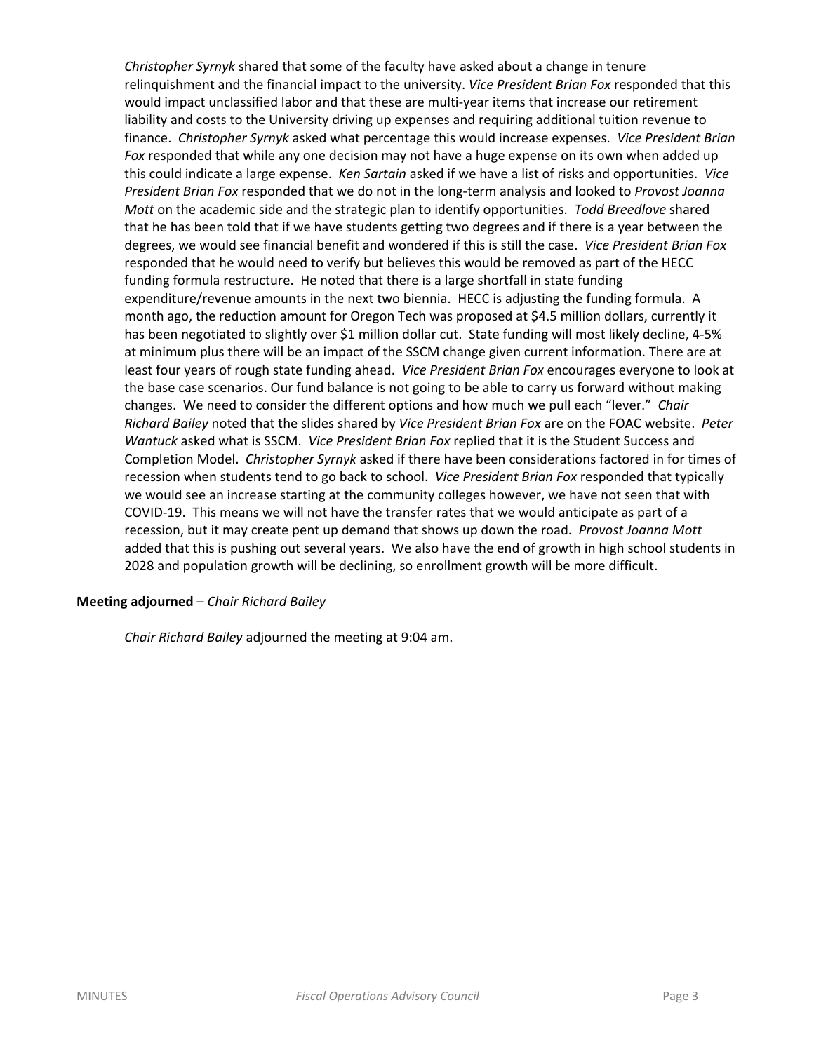*Christopher Syrnyk* shared that some of the faculty have asked about a change in tenure relinquishment and the financial impact to the university. *Vice President Brian Fox* responded that this would impact unclassified labor and that these are multi-year items that increase our retirement liability and costs to the University driving up expenses and requiring additional tuition revenue to finance. *Christopher Syrnyk* asked what percentage this would increase expenses. *Vice President Brian Fox* responded that while any one decision may not have a huge expense on its own when added up this could indicate a large expense. *Ken Sartain* asked if we have a list of risks and opportunities. *Vice President Brian Fox* responded that we do not in the long-term analysis and looked to *Provost Joanna Mott* on the academic side and the strategic plan to identify opportunities. *Todd Breedlove* shared that he has been told that if we have students getting two degrees and if there is a year between the degrees, we would see financial benefit and wondered if this is still the case. *Vice President Brian Fox* responded that he would need to verify but believes this would be removed as part of the HECC funding formula restructure. He noted that there is a large shortfall in state funding expenditure/revenue amounts in the next two biennia. HECC is adjusting the funding formula. A month ago, the reduction amount for Oregon Tech was proposed at $4.5 million dollars, currently it has been negotiated to slightly over $1 million dollar cut. State funding will most likely decline, 4-5% at minimum plus there will be an impact of the SSCM change given current information. There are at least four years of rough state funding ahead. *Vice President Brian Fox* encourages everyone to look at the base case scenarios. Our fund balance is not going to be able to carry us forward without making changes. We need to consider the different options and how much we pull each "lever." *Chair Richard Bailey* noted that the slides shared by *Vice President Brian Fox* are on the FOAC website. *Peter Wantuck* asked what is SSCM. *Vice President Brian Fox* replied that it is the Student Success and Completion Model. *Christopher Syrnyk* asked if there have been considerations factored in for times of recession when students tend to go back to school. *Vice President Brian Fox* responded that typically we would see an increase starting at the community colleges however, we have not seen that with COVID-19. This means we will not have the transfer rates that we would anticipate as part of a recession, but it may create pent up demand that shows up down the road. *Provost Joanna Mott* added that this is pushing out several years. We also have the end of growth in high school students in 2028 and population growth will be declining, so enrollment growth will be more difficult.

**Meeting adjourned** – *Chair Richard Bailey*

*Chair Richard Bailey* adjourned the meeting at 9:04 am.